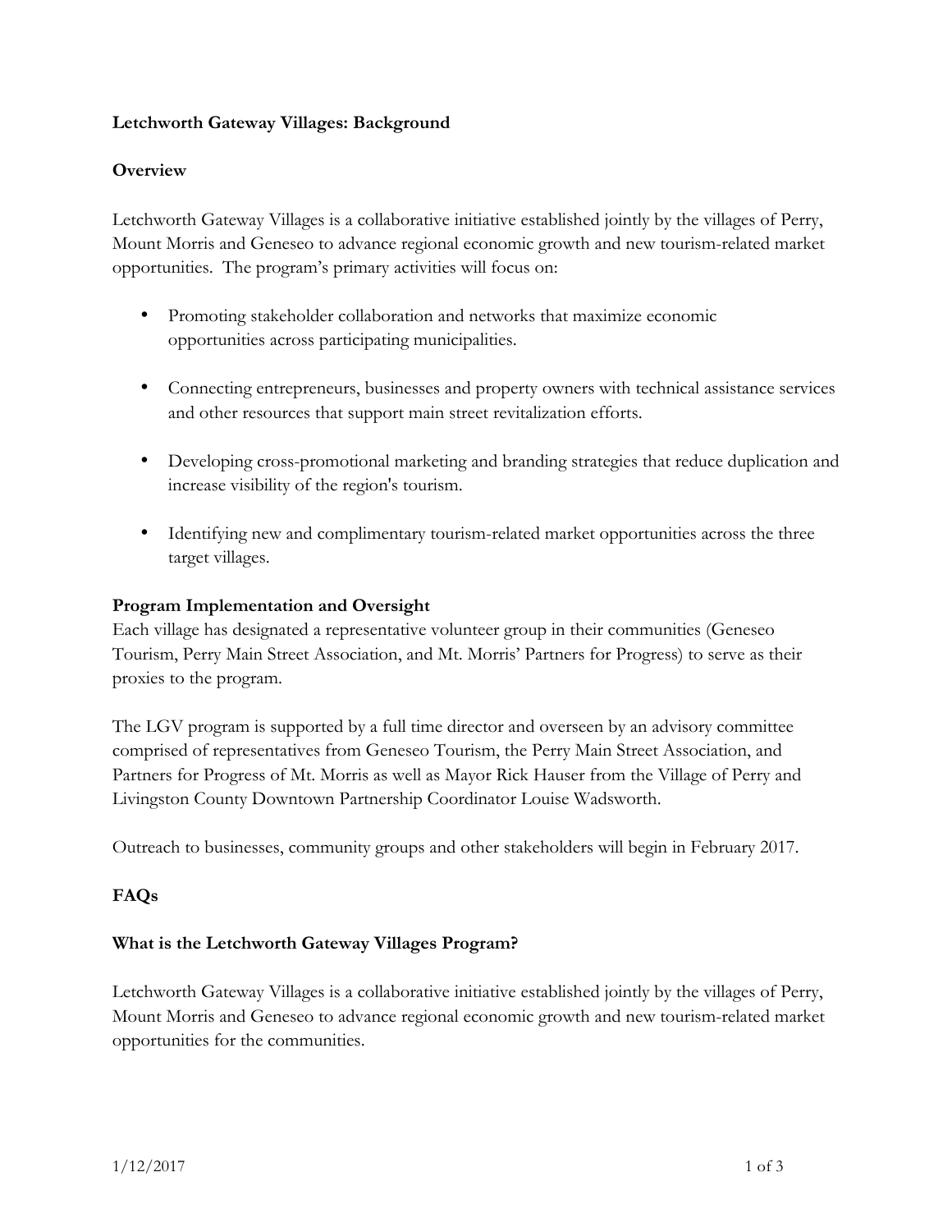# Letchworth Gateway Villages: Background

## Overview

Letchworth Gateway Villages is a collaborative initiative established jointly by the villages of Perry, Mount Morris and Geneseo to advance regional economic growth and new tourism-related market opportunities. The program's primary activities will focus on:

- Promoting stakeholder collaboration and networks that maximize economic opportunities across participating municipalities.
- Connecting entrepreneurs, businesses and property owners with technical assistance services and other resources that support main street revitalization efforts.
- Developing cross-promotional marketing and branding strategies that reduce duplication and increase visibility of the region's tourism.
- Identifying new and complimentary tourism-related market opportunities across the three target villages.

## Program Implementation and Oversight

Each village has designated a representative volunteer group in their communities (Geneseo Tourism, Perry Main Street Association, and Mt. Morris' Partners for Progress) to serve as their proxies to the program.

The LGV program is supported by a full time director and overseen by an advisory committee comprised of representatives from Geneseo Tourism, the Perry Main Street Association, and Partners for Progress of Mt. Morris as well as Mayor Rick Hauser from the Village of Perry and Livingston County Downtown Partnership Coordinator Louise Wadsworth.

Outreach to businesses, community groups and other stakeholders will begin in February 2017.

## FAQs

### What is the Letchworth Gateway Villages Program?

Letchworth Gateway Villages is a collaborative initiative established jointly by the villages of Perry, Mount Morris and Geneseo to advance regional economic growth and new tourism-related market opportunities for the communities.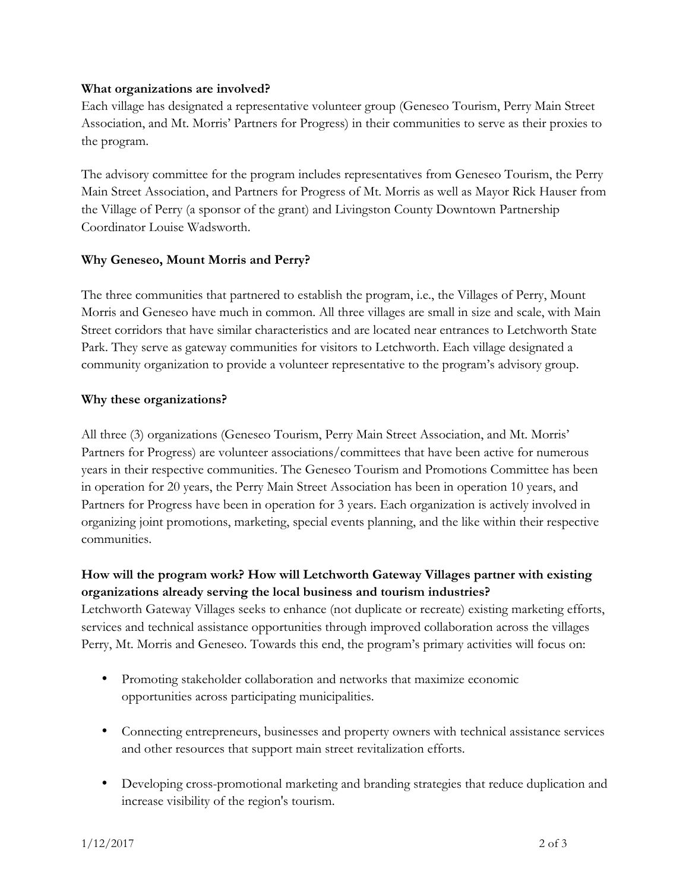**What organizations are involved?**

Each village has designated a representative volunteer group (Geneseo Tourism, Perry Main Street Association, and Mt. Morris' Partners for Progress) in their communities to serve as their proxies to the program.

The advisory committee for the program includes representatives from Geneseo Tourism, the Perry Main Street Association, and Partners for Progress of Mt. Morris as well as Mayor Rick Hauser from the Village of Perry (a sponsor of the grant) and Livingston County Downtown Partnership Coordinator Louise Wadsworth.

**Why Geneseo, Mount Morris and Perry?**

The three communities that partnered to establish the program, i.e., the Villages of Perry, Mount Morris and Geneseo have much in common. All three villages are small in size and scale, with Main Street corridors that have similar characteristics and are located near entrances to Letchworth State Park. They serve as gateway communities for visitors to Letchworth. Each village designated a community organization to provide a volunteer representative to the program's advisory group.

**Why these organizations?**

All three (3) organizations (Geneseo Tourism, Perry Main Street Association, and Mt. Morris' Partners for Progress) are volunteer associations/committees that have been active for numerous years in their respective communities. The Geneseo Tourism and Promotions Committee has been in operation for 20 years, the Perry Main Street Association has been in operation 10 years, and Partners for Progress have been in operation for 3 years. Each organization is actively involved in organizing joint promotions, marketing, special events planning, and the like within their respective communities.

**How will the program work? How will Letchworth Gateway Villages partner with existing organizations already serving the local business and tourism industries?**

Letchworth Gateway Villages seeks to enhance (not duplicate or recreate) existing marketing efforts, services and technical assistance opportunities through improved collaboration across the villages Perry, Mt. Morris and Geneseo. Towards this end, the program's primary activities will focus on:

- Promoting stakeholder collaboration and networks that maximize economic opportunities across participating municipalities.
- Connecting entrepreneurs, businesses and property owners with technical assistance services and other resources that support main street revitalization efforts.
- Developing cross-promotional marketing and branding strategies that reduce duplication and increase visibility of the region's tourism.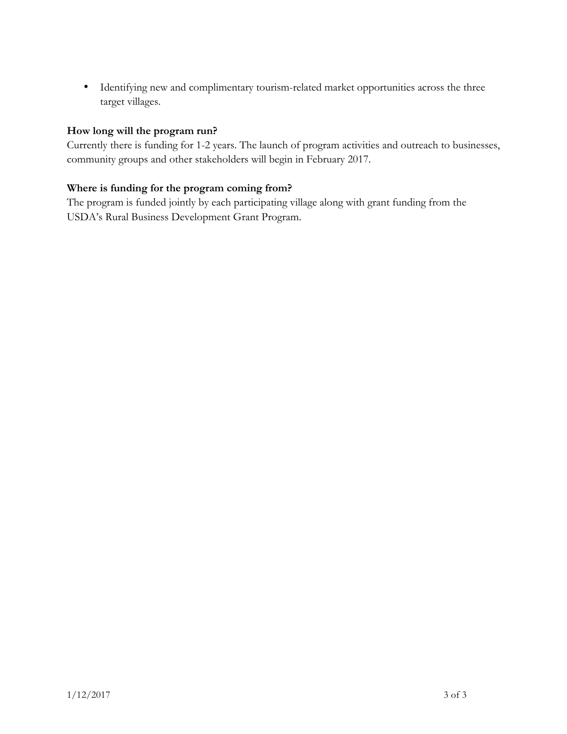- Identifying new and complimentary tourism-related market opportunities across the three target villages.

**How long will the program run?**

Currently there is funding for 1-2 years. The launch of program activities and outreach to businesses, community groups and other stakeholders will begin in February 2017.

**Where is funding for the program coming from?**

The program is funded jointly by each participating village along with grant funding from the USDA's Rural Business Development Grant Program.